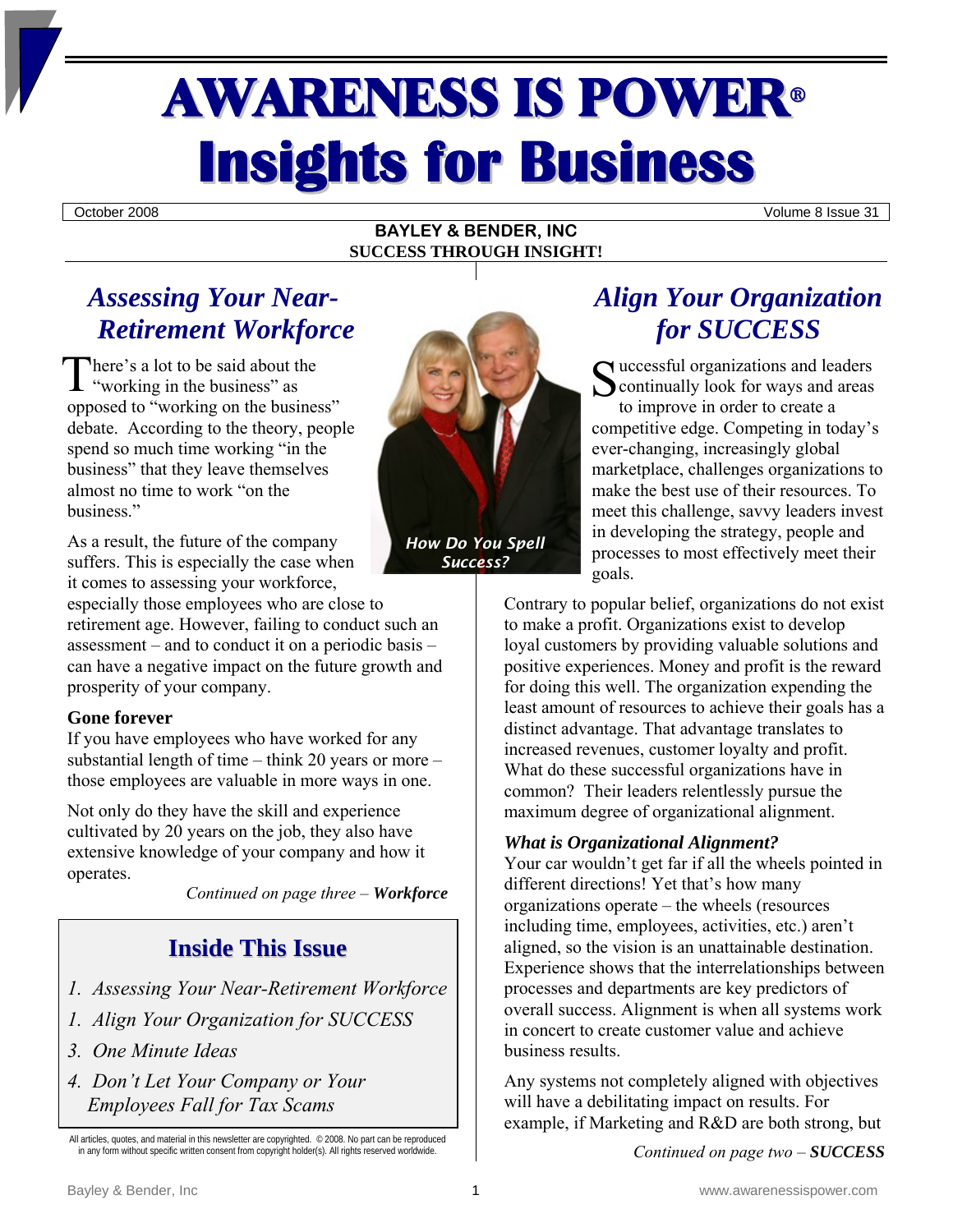# AWARENESS IS POWER®
# Insights for Business

October 2008 — Volume 8 Issue 31

**BAYLEY & BENDER, INC**
**SUCCESS THROUGH INSIGHT!**

## *Assessing Your Near-Retirement Workforce*

There's a lot to be said about the "working in the business" as opposed to "working on the business" debate. According to the theory, people spend so much time working "in the business" that they leave themselves almost no time to work "on the business."

As a result, the future of the company suffers. This is especially the case when it comes to assessing your workforce, especially those employees who are close to retirement age. However, failing to conduct such an assessment – and to conduct it on a periodic basis – can have a negative impact on the future growth and prosperity of your company.

### Gone forever

If you have employees who have worked for any substantial length of time – think 20 years or more – those employees are valuable in more ways in one.

Not only do they have the skill and experience cultivated by 20 years on the job, they also have extensive knowledge of your company and how it operates.

*Continued on page three – **Workforce***

*How Do You Spell Success?*

## *Align Your Organization for SUCCESS*

Successful organizations and leaders continually look for ways and areas to improve in order to create a competitive edge. Competing in today's ever-changing, increasingly global marketplace, challenges organizations to make the best use of their resources. To meet this challenge, savvy leaders invest in developing the strategy, people and processes to most effectively meet their goals.

Contrary to popular belief, organizations do not exist to make a profit. Organizations exist to develop loyal customers by providing valuable solutions and positive experiences. Money and profit is the reward for doing this well. The organization expending the least amount of resources to achieve their goals has a distinct advantage. That advantage translates to increased revenues, customer loyalty and profit. What do these successful organizations have in common? Their leaders relentlessly pursue the maximum degree of organizational alignment.

### *What is Organizational Alignment?*

Your car wouldn't get far if all the wheels pointed in different directions! Yet that's how many organizations operate – the wheels (resources including time, employees, activities, etc.) aren't aligned, so the vision is an unattainable destination. Experience shows that the interrelationships between processes and departments are key predictors of overall success. Alignment is when all systems work in concert to create customer value and achieve business results.

Any systems not completely aligned with objectives will have a debilitating impact on results. For example, if Marketing and R&D are both strong, but

*Continued on page two – **SUCCESS***

## Inside This Issue

1. *Assessing Your Near-Retirement Workforce*
1. *Align Your Organization for SUCCESS*
3. *One Minute Ideas*
4. *Don't Let Your Company or Your Employees Fall for Tax Scams*

All articles, quotes, and material in this newsletter are copyrighted. © 2008. No part can be reproduced in any form without specific written consent from copyright holder(s). All rights reserved worldwide.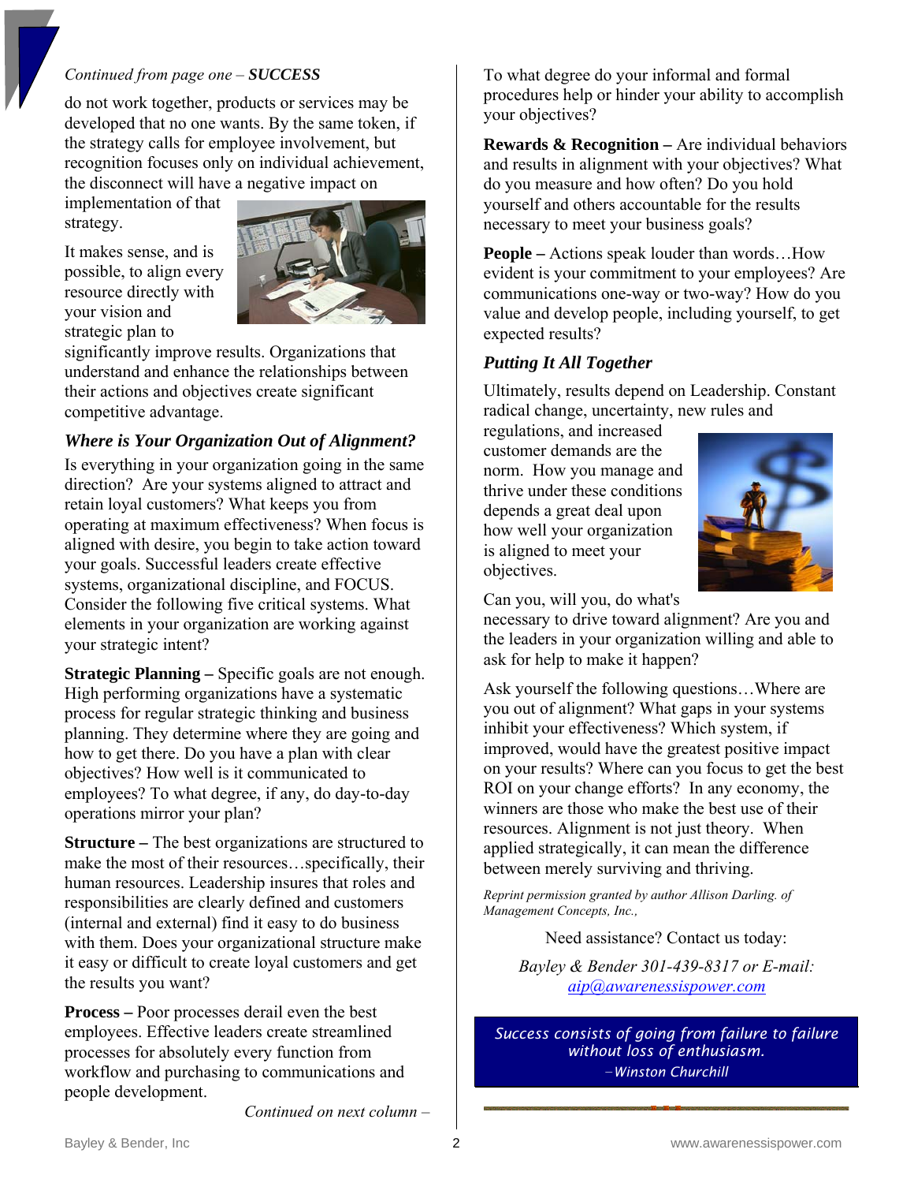*Continued from page one –* ***SUCCESS***

do not work together, products or services may be developed that no one wants. By the same token, if the strategy calls for employee involvement, but recognition focuses only on individual achievement, the disconnect will have a negative impact on implementation of that strategy.

It makes sense, and is possible, to align every resource directly with your vision and strategic plan to significantly improve results. Organizations that understand and enhance the relationships between their actions and objectives create significant competitive advantage.

### *Where is Your Organization Out of Alignment?*

Is everything in your organization going in the same direction? Are your systems aligned to attract and retain loyal customers? What keeps you from operating at maximum effectiveness? When focus is aligned with desire, you begin to take action toward your goals. Successful leaders create effective systems, organizational discipline, and FOCUS. Consider the following five critical systems. What elements in your organization are working against your strategic intent?

**Strategic Planning –** Specific goals are not enough. High performing organizations have a systematic process for regular strategic thinking and business planning. They determine where they are going and how to get there. Do you have a plan with clear objectives? How well is it communicated to employees? To what degree, if any, do day-to-day operations mirror your plan?

**Structure –** The best organizations are structured to make the most of their resources…specifically, their human resources. Leadership insures that roles and responsibilities are clearly defined and customers (internal and external) find it easy to do business with them. Does your organizational structure make it easy or difficult to create loyal customers and get the results you want?

**Process –** Poor processes derail even the best employees. Effective leaders create streamlined processes for absolutely every function from workflow and purchasing to communications and people development.

*Continued on next column –*

To what degree do your informal and formal procedures help or hinder your ability to accomplish your objectives?

**Rewards & Recognition –** Are individual behaviors and results in alignment with your objectives? What do you measure and how often? Do you hold yourself and others accountable for the results necessary to meet your business goals?

**People –** Actions speak louder than words…How evident is your commitment to your employees? Are communications one-way or two-way? How do you value and develop people, including yourself, to get expected results?

### *Putting It All Together*

Ultimately, results depend on Leadership. Constant radical change, uncertainty, new rules and regulations, and increased customer demands are the norm. How you manage and thrive under these conditions depends a great deal upon how well your organization is aligned to meet your objectives.

Can you, will you, do what's necessary to drive toward alignment? Are you and the leaders in your organization willing and able to ask for help to make it happen?

Ask yourself the following questions…Where are you out of alignment? What gaps in your systems inhibit your effectiveness? Which system, if improved, would have the greatest positive impact on your results? Where can you focus to get the best ROI on your change efforts? In any economy, the winners are those who make the best use of their resources. Alignment is not just theory. When applied strategically, it can mean the difference between merely surviving and thriving.

*Reprint permission granted by author Allison Darling. of Management Concepts, Inc.,*

Need assistance? Contact us today:

*Bayley & Bender 301-439-8317 or E-mail: aip@awarenessispower.com*

*Success consists of going from failure to failure without loss of enthusiasm.*
*–Winston Churchill*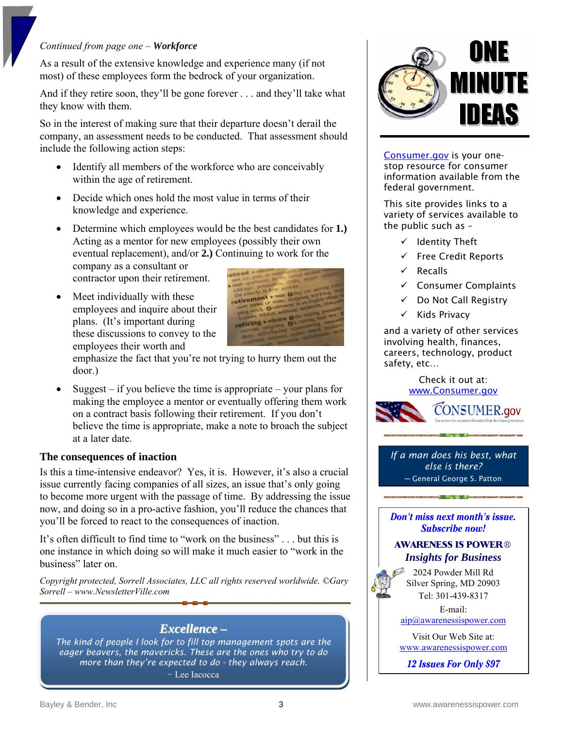*Continued from page one – **Workforce***

As a result of the extensive knowledge and experience many (if not most) of these employees form the bedrock of your organization.

And if they retire soon, they'll be gone forever . . . and they'll take what they know with them.

So in the interest of making sure that their departure doesn't derail the company, an assessment needs to be conducted. That assessment should include the following action steps:

- Identify all members of the workforce who are conceivably within the age of retirement.
- Decide which ones hold the most value in terms of their knowledge and experience.
- Determine which employees would be the best candidates for **1.)** Acting as a mentor for new employees (possibly their own eventual replacement), and/or **2.)** Continuing to work for the company as a consultant or contractor upon their retirement.
- Meet individually with these employees and inquire about their plans. (It's important during these discussions to convey to the employees their worth and emphasize the fact that you're not trying to hurry them out the door.)
- Suggest – if you believe the time is appropriate – your plans for making the employee a mentor or eventually offering them work on a contract basis following their retirement. If you don't believe the time is appropriate, make a note to broach the subject at a later date.

### The consequences of inaction

Is this a time-intensive endeavor? Yes, it is. However, it's also a crucial issue currently facing companies of all sizes, an issue that's only going to become more urgent with the passage of time. By addressing the issue now, and doing so in a pro-active fashion, you'll reduce the chances that you'll be forced to react to the consequences of inaction.

It's often difficult to find time to "work on the business" . . . but this is one instance in which doing so will make it much easier to "work in the business" later on.

*Copyright protected, Sorrell Associates, LLC all rights reserved worldwide. ©Gary Sorrell – www.NewsletterVille.com*

---

***Excellence –***

*The kind of people I look for to fill top management spots are the eager beavers, the mavericks. These are the ones who try to do more than they're expected to do - they always reach.*

– Lee Iacocca

---

## ONE MINUTE IDEAS

Consumer.gov is your one-stop resource for consumer information available from the federal government.

This site provides links to a variety of services available to the public such as –

- ✓ Identity Theft
- ✓ Free Credit Reports
- ✓ Recalls
- ✓ Consumer Complaints
- ✓ Do Not Call Registry
- ✓ Kids Privacy

and a variety of other services involving health, finances, careers, technology, product safety, etc…

Check it out at: www.Consumer.gov

CONSUMER.gov — Your resource for consumer information from the federal government.

---

*If a man does his best, what else is there?*
— General George S. Patton

---

***Don't miss next month's issue. Subscribe now!***

**AWARENESS IS POWER®**
***Insights for Business***

2024 Powder Mill Rd
Silver Spring, MD 20903
Tel: 301-439-8317

E-mail:
aip@awarenessispower.com

Visit Our Web Site at:
www.awarenessispower.com

***12 Issues For Only $97***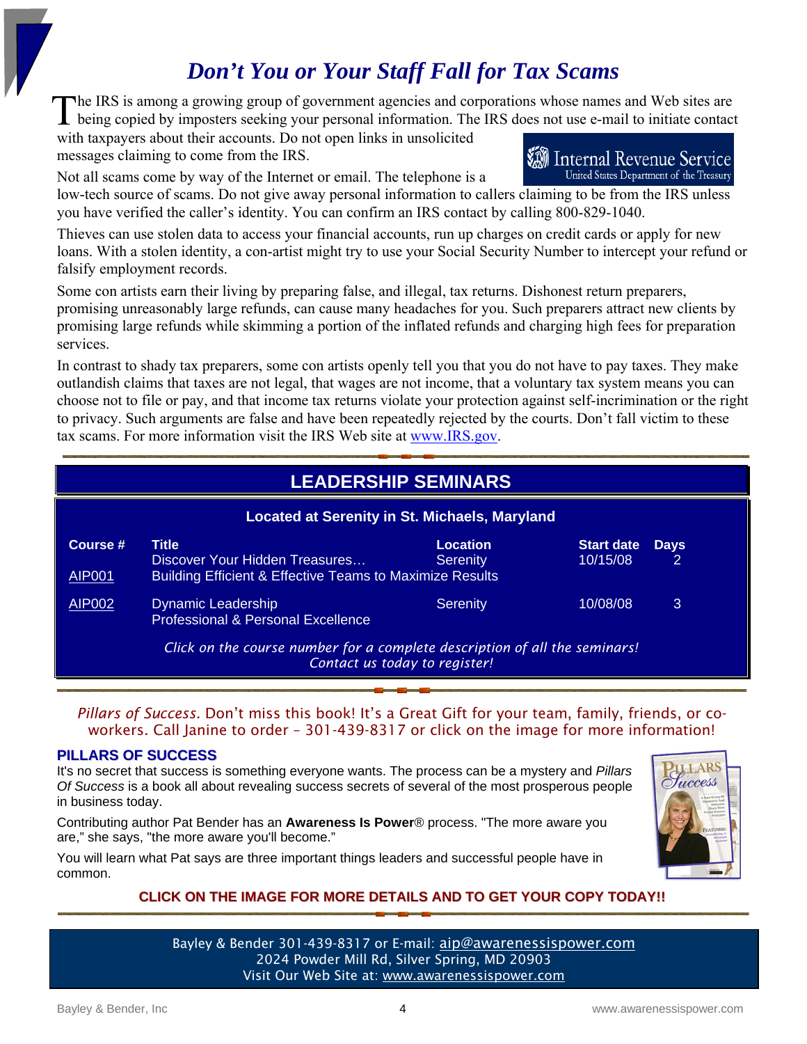# Don't You or Your Staff Fall for Tax Scams

The IRS is among a growing group of government agencies and corporations whose names and Web sites are being copied by imposters seeking your personal information. The IRS does not use e-mail to initiate contact with taxpayers about their accounts. Do not open links in unsolicited messages claiming to come from the IRS.

Not all scams come by way of the Internet or email. The telephone is a low-tech source of scams. Do not give away personal information to callers claiming to be from the IRS unless you have verified the caller's identity. You can confirm an IRS contact by calling 800-829-1040.

Thieves can use stolen data to access your financial accounts, run up charges on credit cards or apply for new loans. With a stolen identity, a con-artist might try to use your Social Security Number to intercept your refund or falsify employment records.

Some con artists earn their living by preparing false, and illegal, tax returns. Dishonest return preparers, promising unreasonably large refunds, can cause many headaches for you. Such preparers attract new clients by promising large refunds while skimming a portion of the inflated refunds and charging high fees for preparation services.

In contrast to shady tax preparers, some con artists openly tell you that you do not have to pay taxes. They make outlandish claims that taxes are not legal, that wages are not income, that a voluntary tax system means you can choose not to file or pay, and that income tax returns violate your protection against self-incrimination or the right to privacy. Such arguments are false and have been repeatedly rejected by the courts. Don't fall victim to these tax scams. For more information visit the IRS Web site at www.IRS.gov.

## LEADERSHIP SEMINARS

**Located at Serenity in St. Michaels, Maryland**

| Course # | Title | Location | Start date | Days |
|---|---|---|---|---|
| AIP001 | Discover Your Hidden Treasures… Building Efficient & Effective Teams to Maximize Results | Serenity | 10/15/08 | 2 |
| AIP002 | Dynamic Leadership Professional & Personal Excellence | Serenity | 10/08/08 | 3 |

*Click on the course number for a complete description of all the seminars!*
*Contact us today to register!*

*Pillars of Success.* Don't miss this book! It's a Great Gift for your team, family, friends, or co-workers. Call Janine to order – 301-439-8317 or click on the image for more information!

### PILLARS OF SUCCESS

It's no secret that success is something everyone wants. The process can be a mystery and *Pillars Of Success* is a book all about revealing success secrets of several of the most prosperous people in business today.

Contributing author Pat Bender has an **Awareness Is Power**® process. "The more aware you are," she says, "the more aware you'll become."

You will learn what Pat says are three important things leaders and successful people have in common.

**CLICK ON THE IMAGE FOR MORE DETAILS AND TO GET YOUR COPY TODAY!!**

Bayley & Bender 301-439-8317 or E-mail: aip@awarenessispower.com
2024 Powder Mill Rd, Silver Spring, MD 20903
Visit Our Web Site at: www.awarenessispower.com